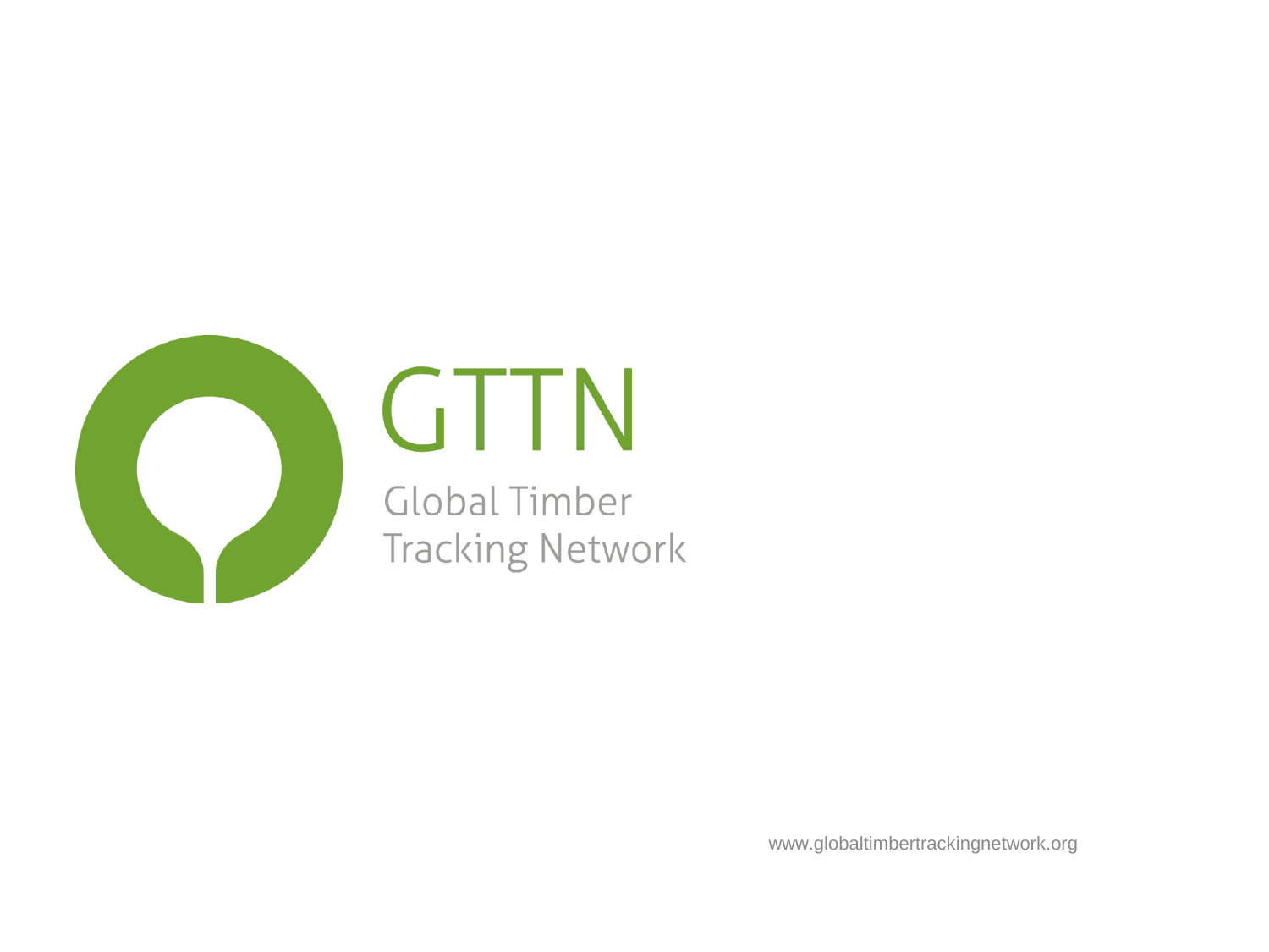# GTTN

Global Timber Tracking Network

www.globaltimbertrackingnetwork.org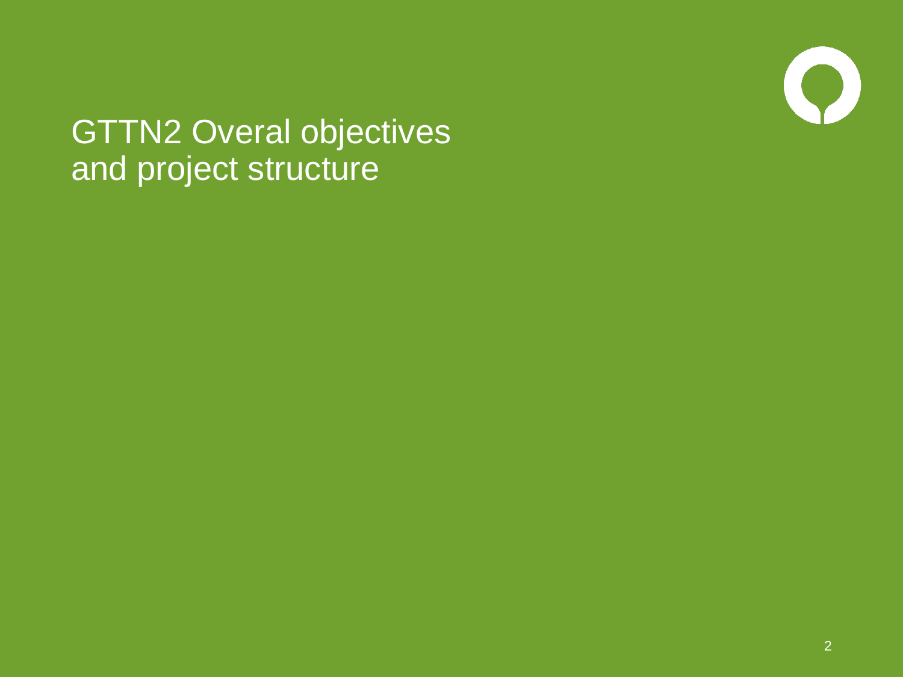# GTTN2 Overal objectives and project structure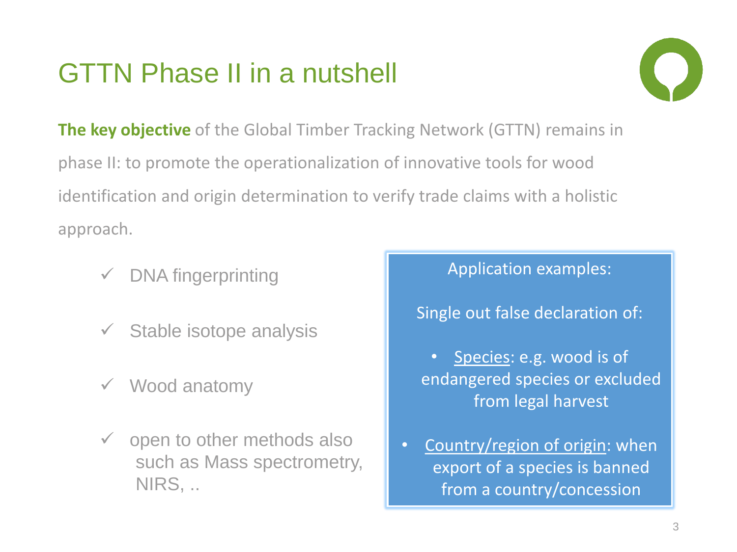# GTTN Phase II in a nutshell

**The key objective** of the Global Timber Tracking Network (GTTN) remains in phase II: to promote the operationalization of innovative tools for wood identification and origin determination to verify trade claims with a holistic approach.

- ✓ DNA fingerprinting
- ✓ Stable isotope analysis
- ✓ Wood anatomy
- ✓ open to other methods also such as Mass spectrometry, NIRS, ..

Application examples:

Single out false declaration of:

- Species: e.g. wood is of endangered species or excluded from legal harvest
- Country/region of origin: when export of a species is banned from a country/concession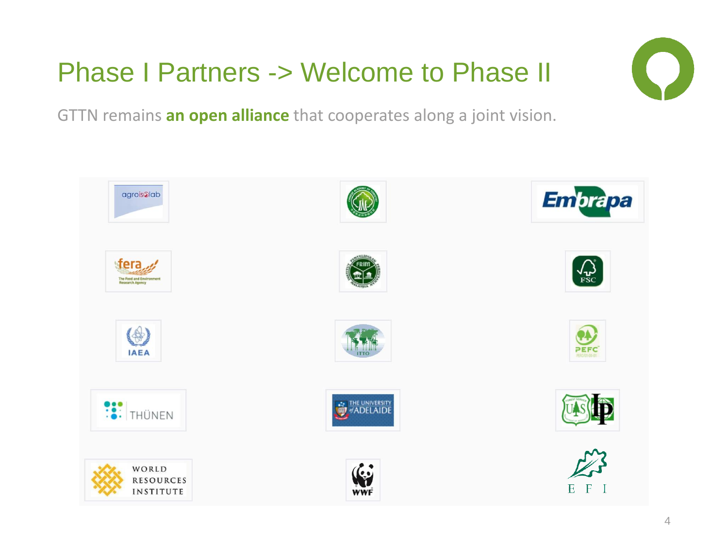# Phase I Partners -> Welcome to Phase II

GTTN remains **an open alliance** that cooperates along a joint vision.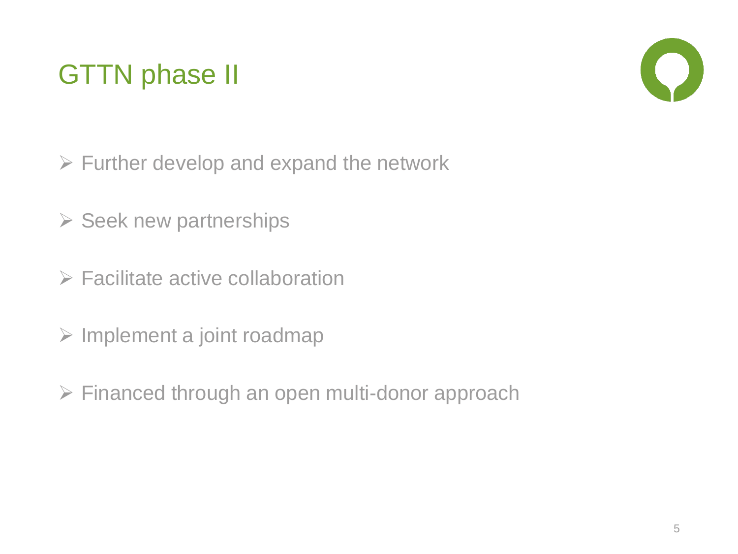# GTTN phase II

- Further develop and expand the network
- Seek new partnerships
- Facilitate active collaboration
- Implement a joint roadmap
- Financed through an open multi-donor approach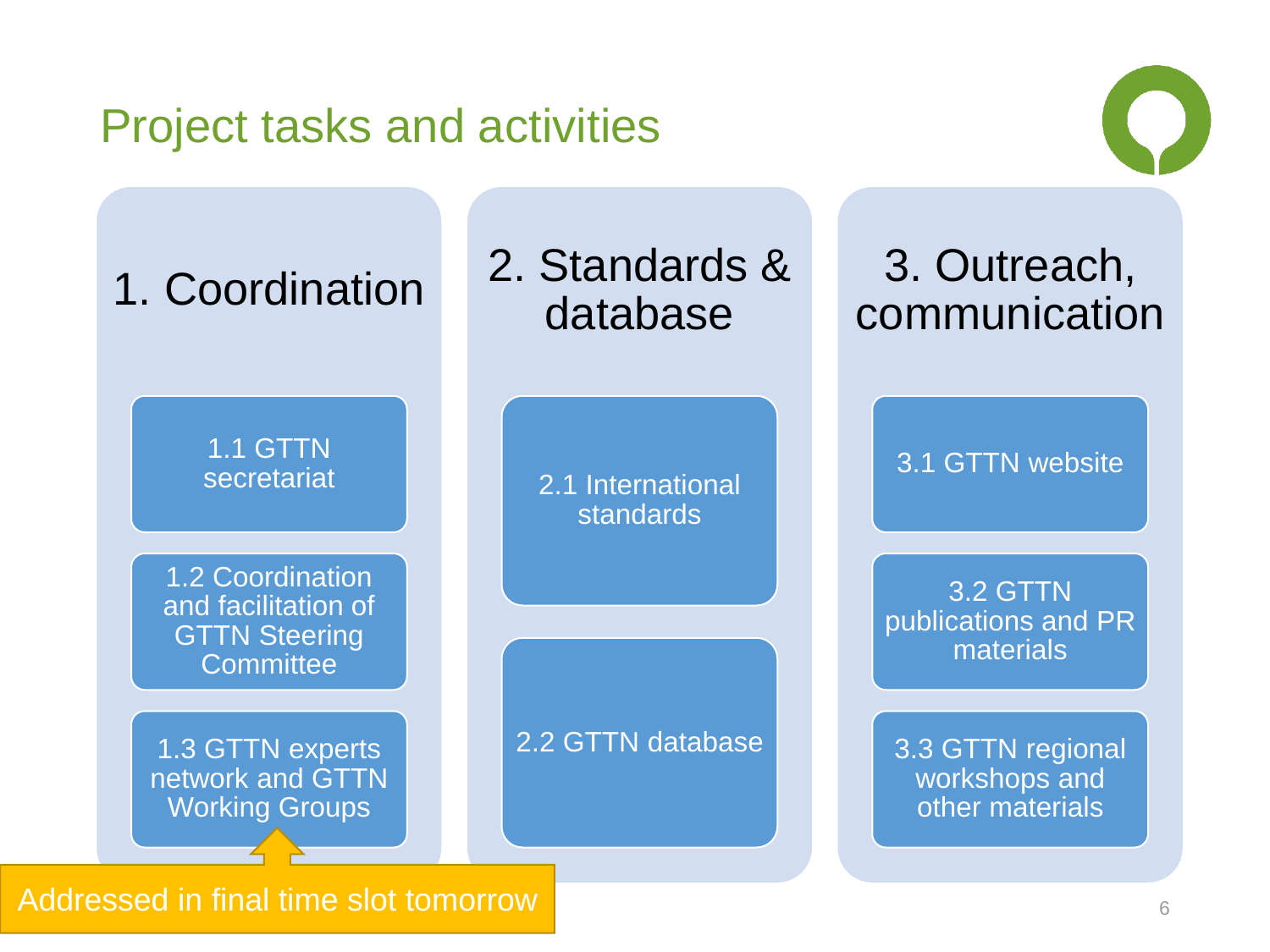# Project tasks and activities

## 1. Coordination

- 1.1 GTTN secretariat
- 1.2 Coordination and facilitation of GTTN Steering Committee
- 1.3 GTTN experts network and GTTN Working Groups

## 2. Standards & database

- 2.1 International standards
- 2.2 GTTN database

## 3. Outreach, communication

- 3.1 GTTN website
- 3.2 GTTN publications and PR materials
- 3.3 GTTN regional workshops and other materials

Addressed in final time slot tomorrow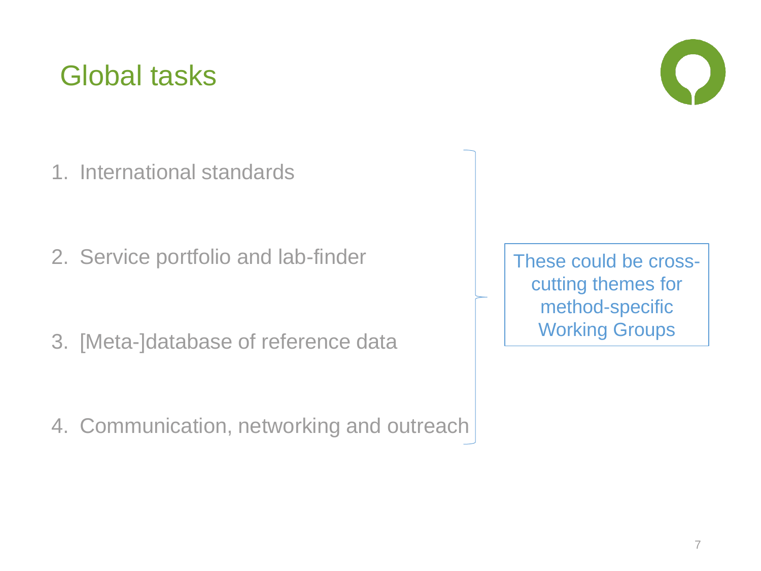# Global tasks

1. International standards
2. Service portfolio and lab-finder
3. [Meta-]database of reference data
4. Communication, networking and outreach

These could be cross-cutting themes for method-specific Working Groups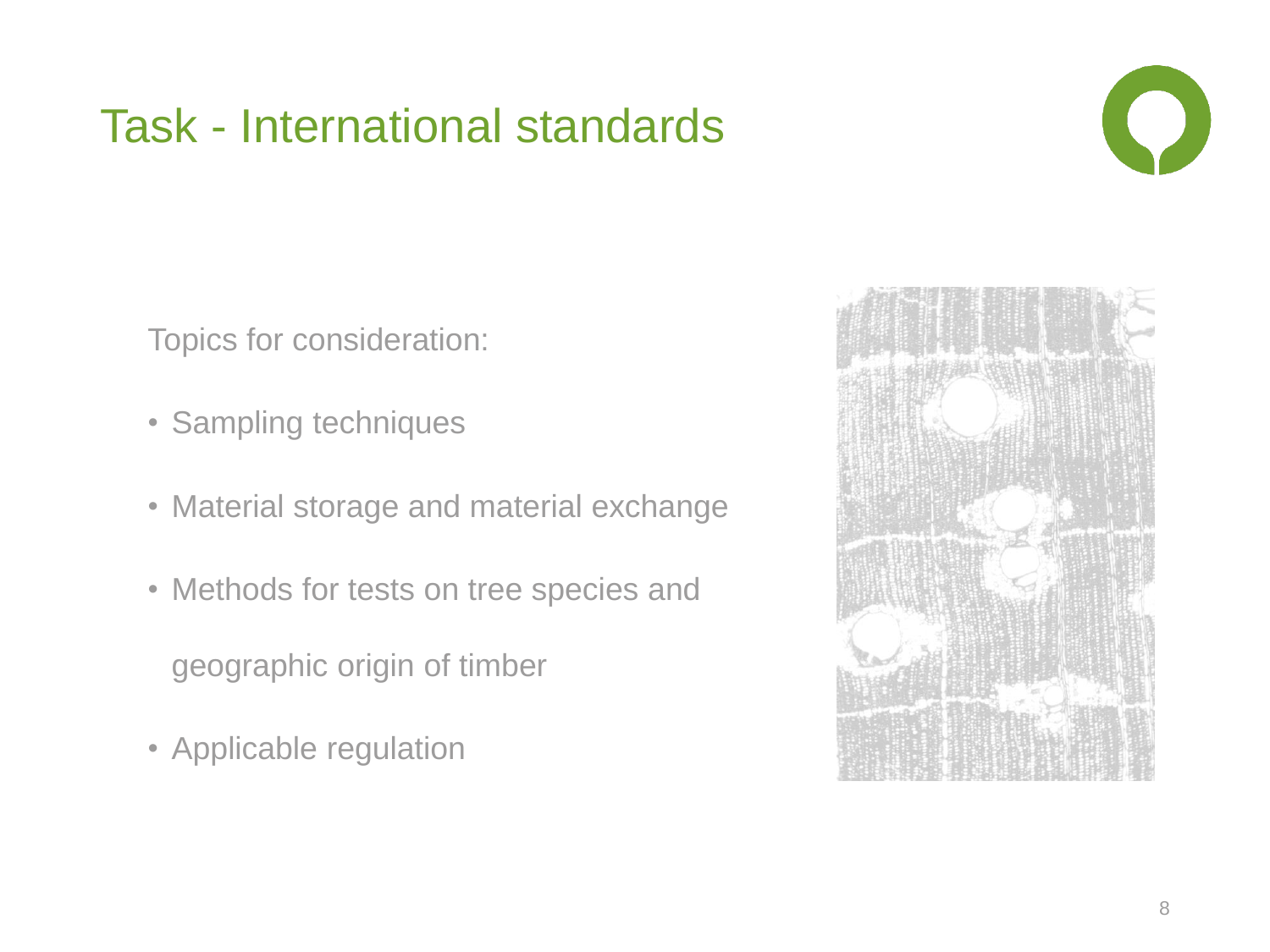# Task - International standards

Topics for consideration:

- Sampling techniques
- Material storage and material exchange
- Methods for tests on tree species and geographic origin of timber
- Applicable regulation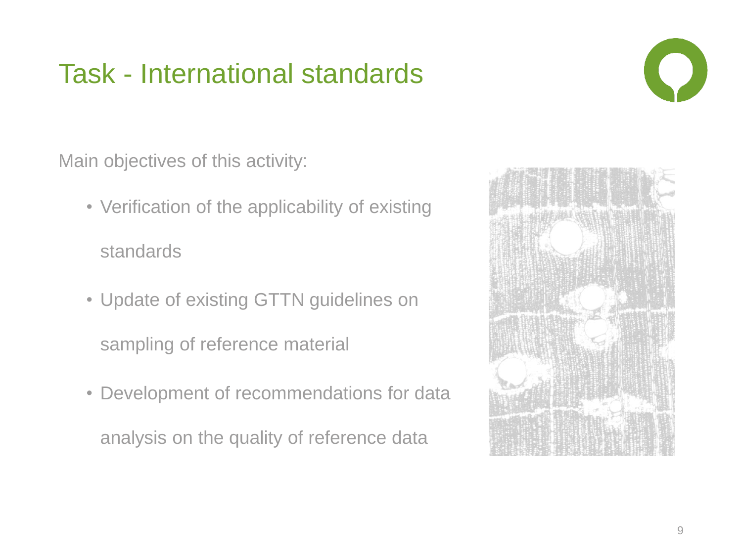# Task - International standards

Main objectives of this activity:

- Verification of the applicability of existing standards
- Update of existing GTTN guidelines on sampling of reference material
- Development of recommendations for data analysis on the quality of reference data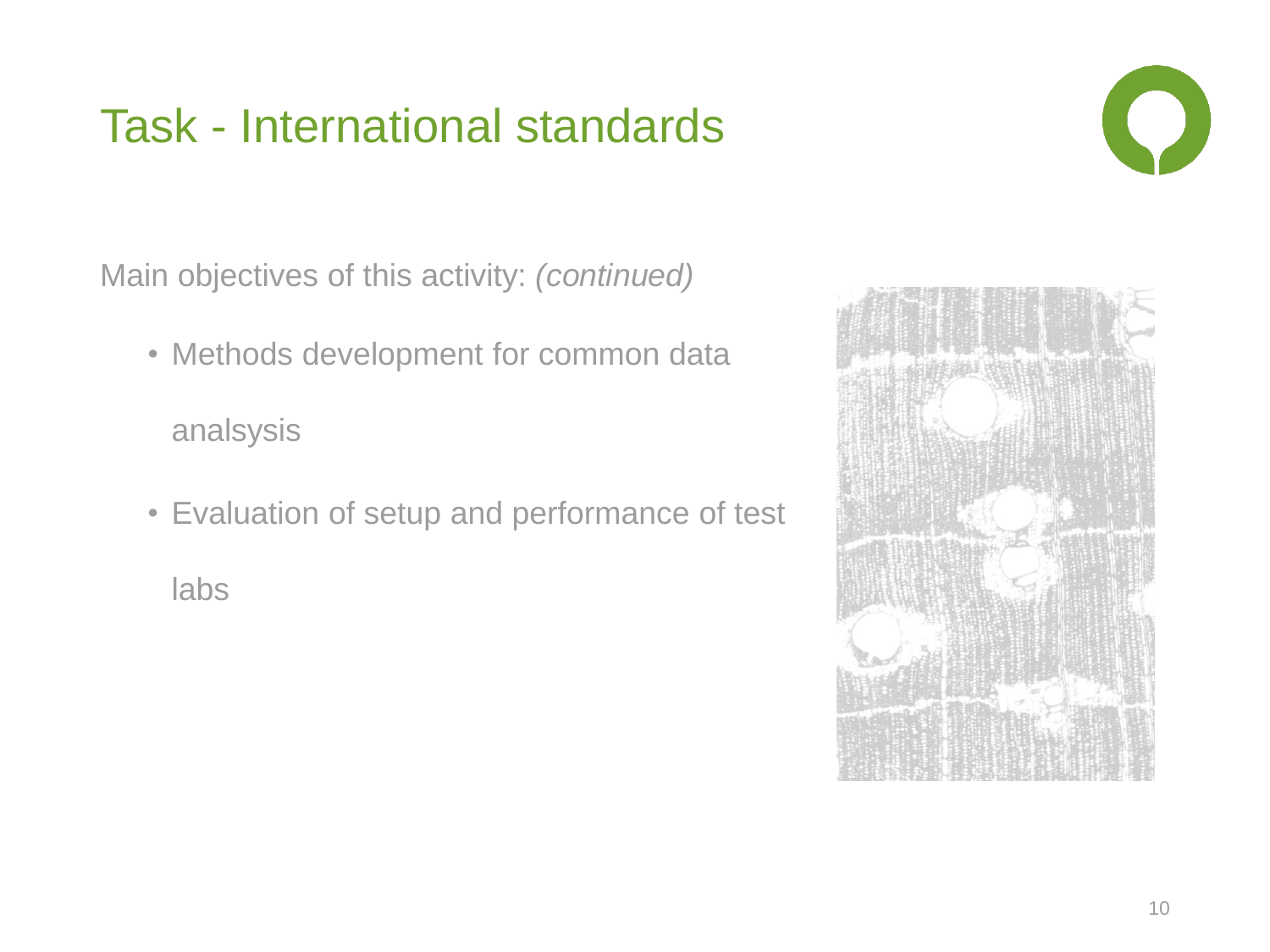# Task - International standards

Main objectives of this activity: *(continued)*

- Methods development for common data analsysis
- Evaluation of setup and performance of test labs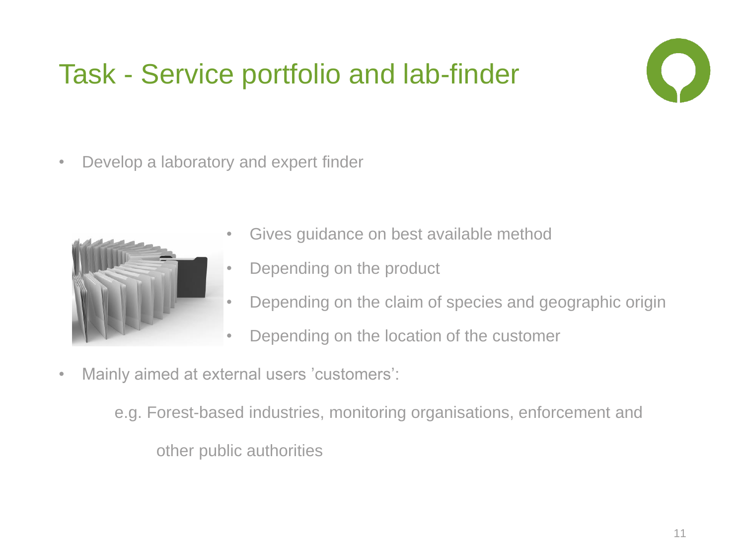# Task - Service portfolio and lab-finder

- Develop a laboratory and expert finder
  - Gives guidance on best available method
  - Depending on the product
  - Depending on the claim of species and geographic origin
  - Depending on the location of the customer
- Mainly aimed at external users 'customers':

  e.g. Forest-based industries, monitoring organisations, enforcement and other public authorities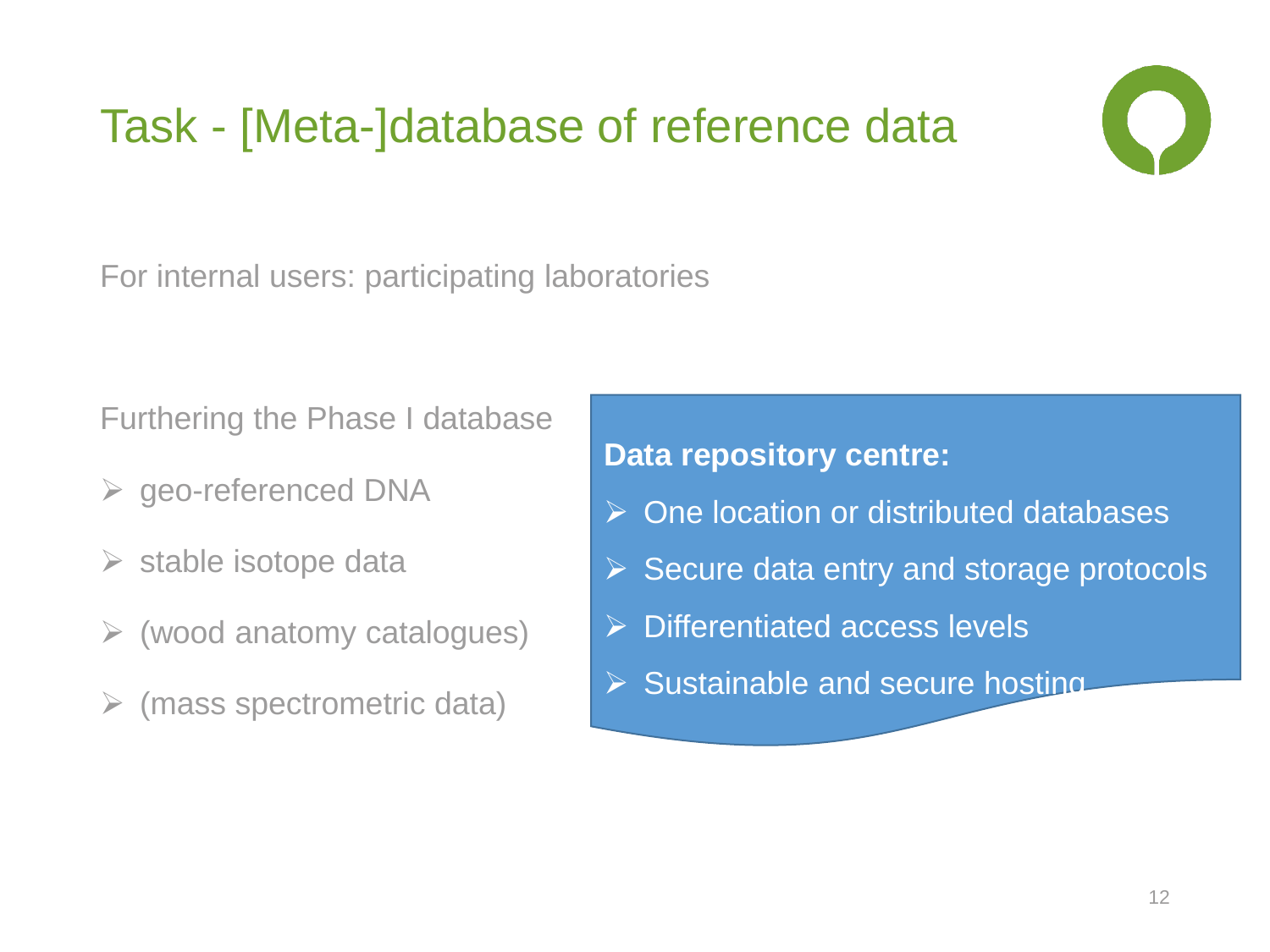# Task - [Meta-]database of reference data

For internal users: participating laboratories

Furthering the Phase I database

- geo-referenced DNA
- stable isotope data
- (wood anatomy catalogues)
- (mass spectrometric data)

**Data repository centre:**

- One location or distributed databases
- Secure data entry and storage protocols
- Differentiated access levels
- Sustainable and secure hosting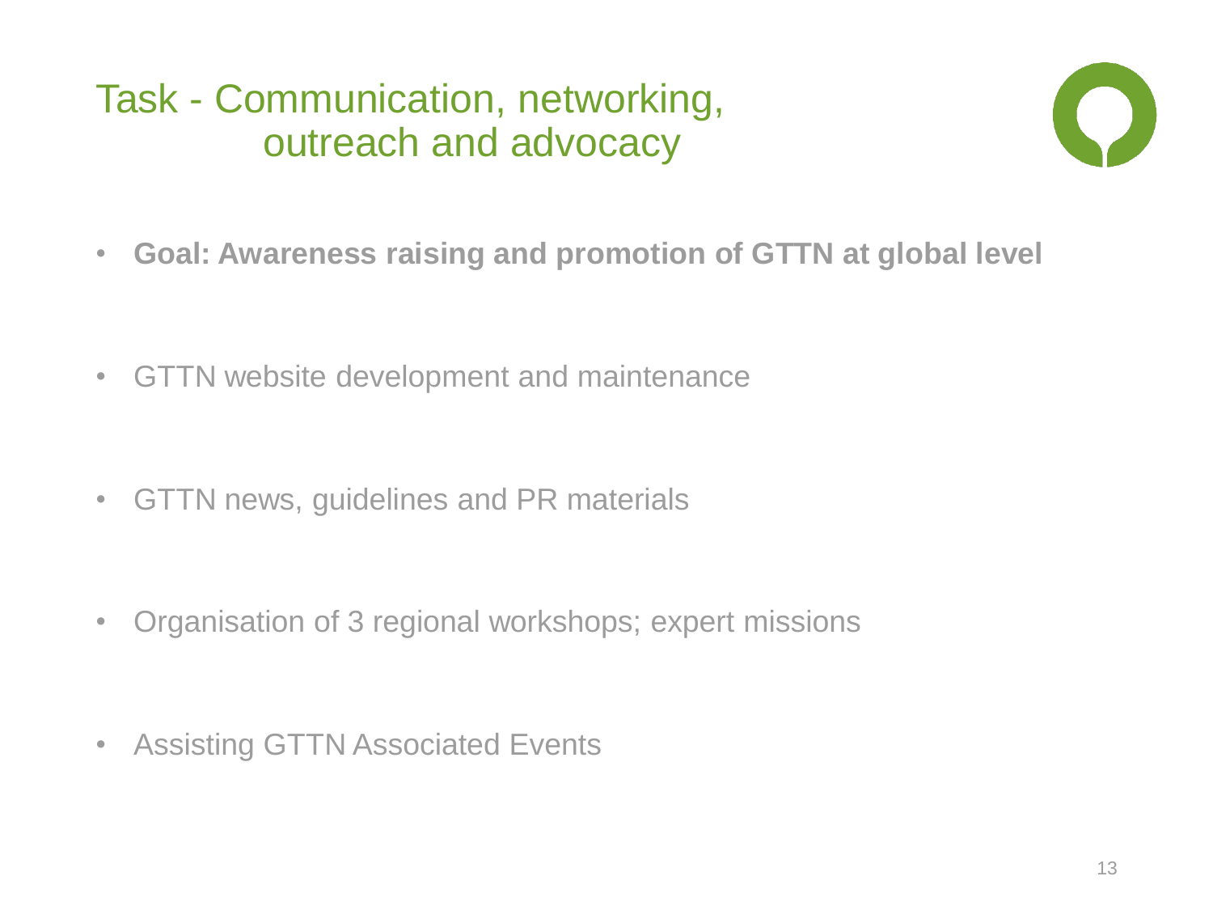# Task - Communication, networking, outreach and advocacy

- **Goal: Awareness raising and promotion of GTTN at global level**
- GTTN website development and maintenance
- GTTN news, guidelines and PR materials
- Organisation of 3 regional workshops; expert missions
- Assisting GTTN Associated Events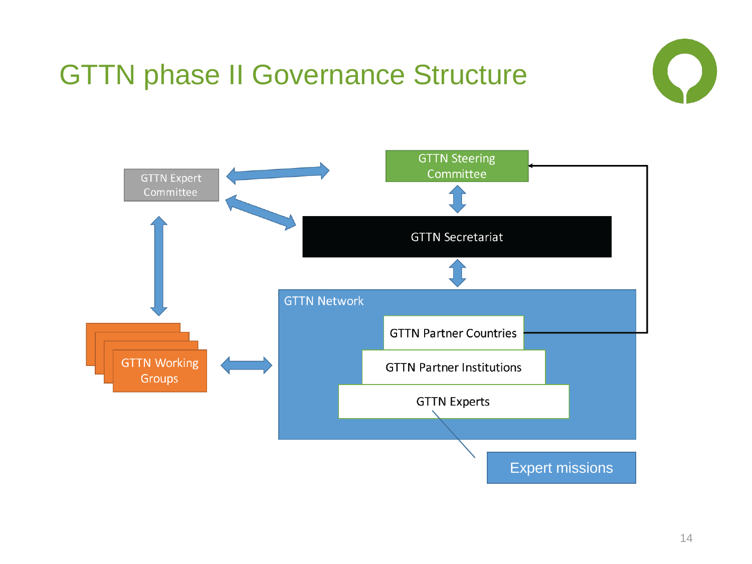# GTTN phase II Governance Structure

GTTN Expert Committee

GTTN Steering Committee

GTTN Secretariat

GTTN Working Groups

GTTN Network

GTTN Partner Countries

GTTN Partner Institutions

GTTN Experts

Expert missions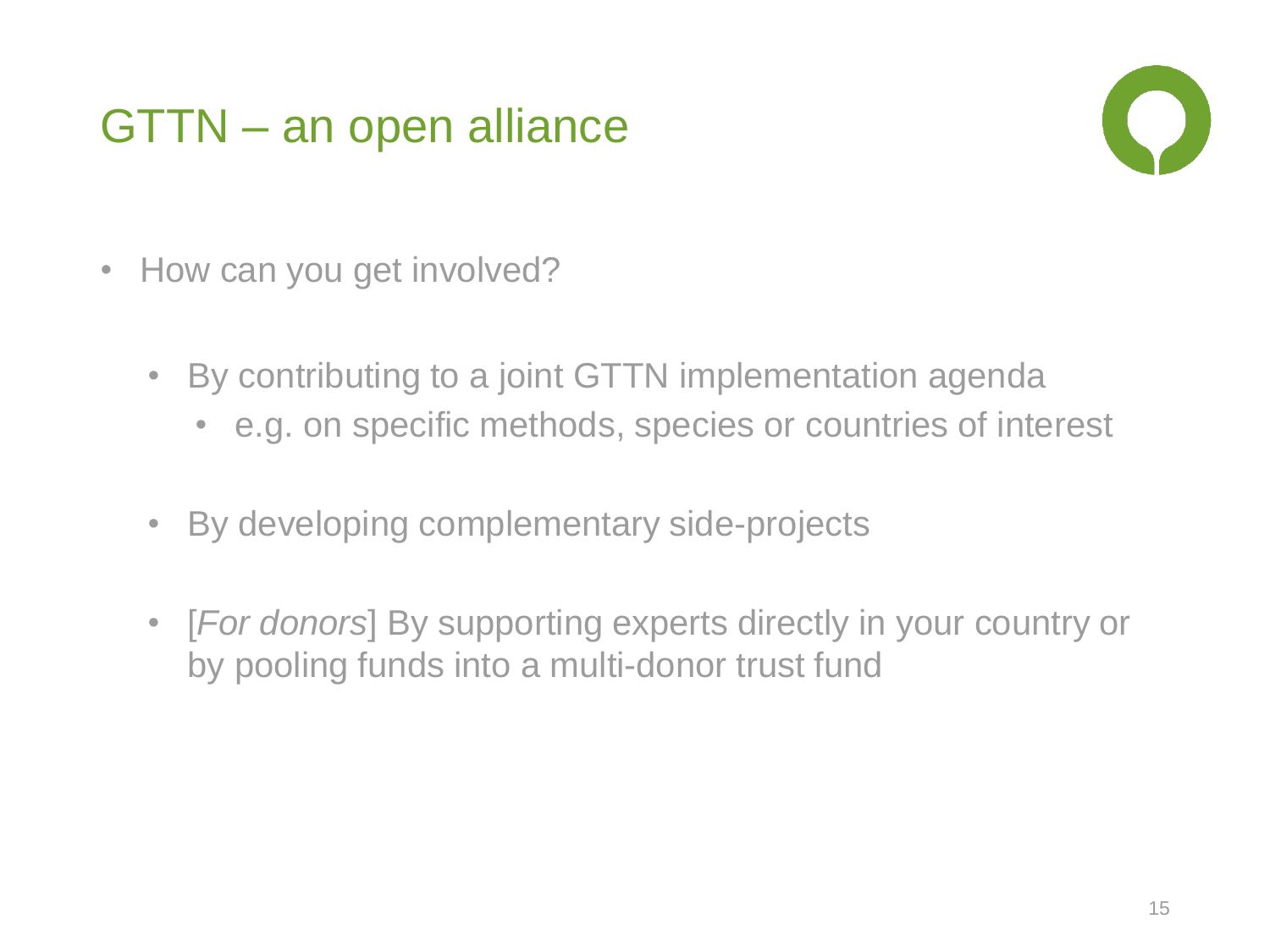# GTTN – an open alliance

- How can you get involved?
  - By contributing to a joint GTTN implementation agenda
    - e.g. on specific methods, species or countries of interest
  - By developing complementary side-projects
  - [*For donors*] By supporting experts directly in your country or by pooling funds into a multi-donor trust fund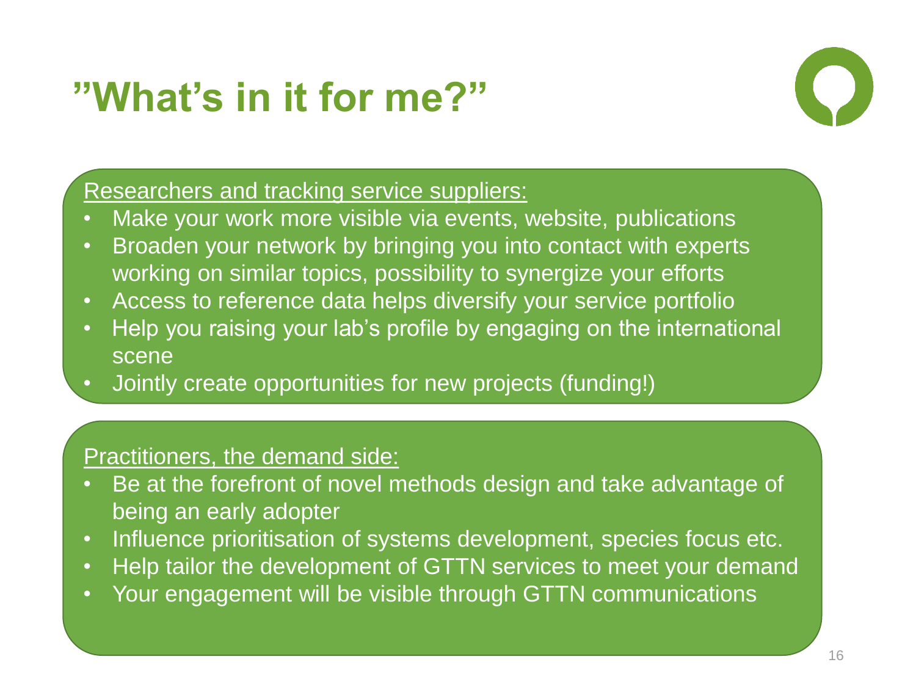# ”What’s in it for me?”

Researchers and tracking service suppliers:

- Make your work more visible via events, website, publications
- Broaden your network by bringing you into contact with experts working on similar topics, possibility to synergize your efforts
- Access to reference data helps diversify your service portfolio
- Help you raising your lab’s profile by engaging on the international scene
- Jointly create opportunities for new projects (funding!)

Practitioners, the demand side:

- Be at the forefront of novel methods design and take advantage of being an early adopter
- Influence prioritisation of systems development, species focus etc.
- Help tailor the development of GTTN services to meet your demand
- Your engagement will be visible through GTTN communications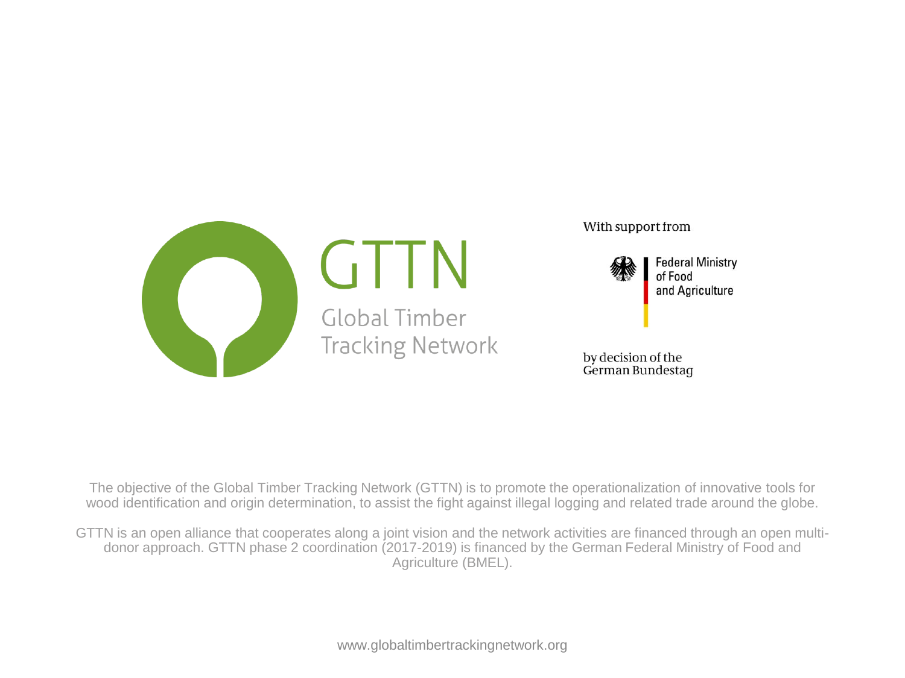GTTN

Global Timber Tracking Network

With support from

Federal Ministry of Food and Agriculture

by decision of the German Bundestag

The objective of the Global Timber Tracking Network (GTTN) is to promote the operationalization of innovative tools for wood identification and origin determination, to assist the fight against illegal logging and related trade around the globe.

GTTN is an open alliance that cooperates along a joint vision and the network activities are financed through an open multi-donor approach. GTTN phase 2 coordination (2017-2019) is financed by the German Federal Ministry of Food and Agriculture (BMEL).

www.globaltimbertrackingnetwork.org